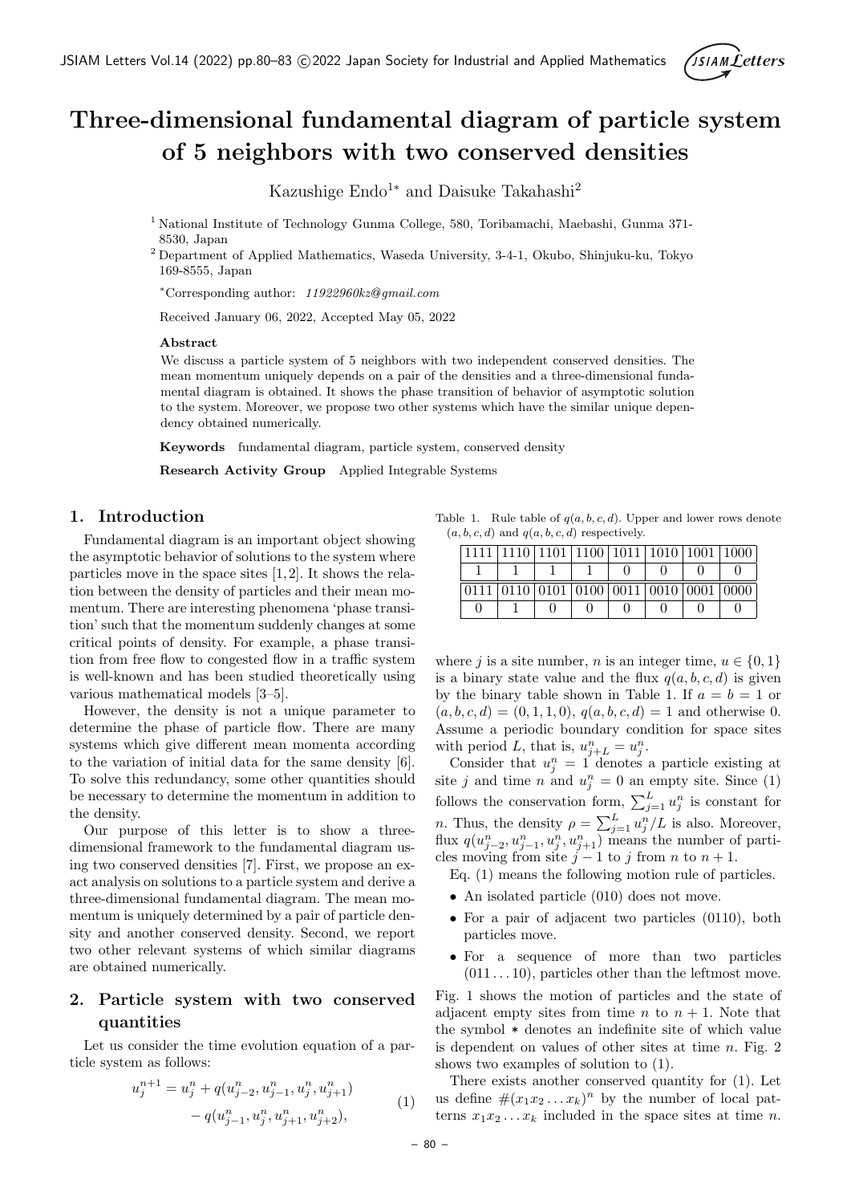# Three-dimensional fundamental diagram of particle system of 5 neighbors with two conserved densities

Kazushige Endo[1*] and Daisuke Takahashi[2]

[1] National Institute of Technology Gunma College, 580, Toribamachi, Maebashi, Gunma 371-8530, Japan

[2] Department of Applied Mathematics, Waseda University, 3-4-1, Okubo, Shinjuku-ku, Tokyo 169-8555, Japan

*Corresponding author: *11922960kz@gmail.com*

Received January 06, 2022, Accepted May 05, 2022

### Abstract

We discuss a particle system of 5 neighbors with two independent conserved densities. The mean momentum uniquely depends on a pair of the densities and a three-dimensional fundamental diagram is obtained. It shows the phase transition of behavior of asymptotic solution to the system. Moreover, we propose two other systems which have the similar unique dependency obtained numerically.

**Keywords** fundamental diagram, particle system, conserved density

**Research Activity Group** Applied Integrable Systems

## 1. Introduction

Fundamental diagram is an important object showing the asymptotic behavior of solutions to the system where particles move in the space sites [1, 2]. It shows the relation between the density of particles and their mean momentum. There are interesting phenomena 'phase transition' such that the momentum suddenly changes at some critical points of density. For example, a phase transition from free flow to congested flow in a traffic system is well-known and has been studied theoretically using various mathematical models [3–5].

However, the density is not a unique parameter to determine the phase of particle flow. There are many systems which give different mean momenta according to the variation of initial data for the same density [6]. To solve this redundancy, some other quantities should be necessary to determine the momentum in addition to the density.

Our purpose of this letter is to show a three-dimensional framework to the fundamental diagram using two conserved densities [7]. First, we propose an exact analysis on solutions to a particle system and derive a three-dimensional fundamental diagram. The mean momentum is uniquely determined by a pair of particle density and another conserved density. Second, we report two other relevant systems of which similar diagrams are obtained numerically.

## 2. Particle system with two conserved quantities

Let us consider the time evolution equation of a particle system as follows:

$$
\begin{aligned}
u_j^{n+1} = u_j^n &+ q(u_{j-2}^n, u_{j-1}^n, u_j^n, u_{j+1}^n) \\
&- q(u_{j-1}^n, u_j^n, u_{j+1}^n, u_{j+2}^n),
\end{aligned}
\tag{1}
$$

Table 1. Rule table of $q(a,b,c,d)$. Upper and lower rows denote $(a,b,c,d)$ and $q(a,b,c,d)$ respectively.

| 1111 | 1110 | 1101 | 1100 | 1011 | 1010 | 1001 | 1000 |
|---|---|---|---|---|---|---|---|
| 1 | 1 | 1 | 1 | 0 | 0 | 0 | 0 |
| 0111 | 0110 | 0101 | 0100 | 0011 | 0010 | 0001 | 0000 |
| 0 | 1 | 0 | 0 | 0 | 0 | 0 | 0 |

where $j$ is a site number, $n$ is an integer time, $u \in \{0, 1\}$ is a binary state value and the flux $q(a,b,c,d)$ is given by the binary table shown in Table 1. If $a = b = 1$ or $(a,b,c,d) = (0,1,1,0)$, $q(a,b,c,d) = 1$ and otherwise 0. Assume a periodic boundary condition for space sites with period $L$, that is, $u_{j+L}^n = u_j^n$.

Consider that $u_j^n = 1$ denotes a particle existing at site $j$ and time $n$ and $u_j^n = 0$ an empty site. Since (1) follows the conservation form, $\sum_{j=1}^{L} u_j^n$ is constant for $n$. Thus, the density $\rho = \sum_{j=1}^{L} u_j^n / L$ is also. Moreover, flux $q(u_{j-2}^n, u_{j-1}^n, u_j^n, u_{j+1}^n)$ means the number of particles moving from site $j-1$ to $j$ from $n$ to $n+1$.

Eq. (1) means the following motion rule of particles.

- An isolated particle (010) does not move.
- For a pair of adjacent two particles (0110), both particles move.
- For a sequence of more than two particles $(011\ldots10)$, particles other than the leftmost move.

Fig. 1 shows the motion of particles and the state of adjacent empty sites from time $n$ to $n+1$. Note that the symbol * denotes an indefinite site of which value is dependent on values of other sites at time $n$. Fig. 2 shows two examples of solution to (1).

There exists another conserved quantity for (1). Let us define $\#(x_1 x_2 \ldots x_k)^n$ by the number of local patterns $x_1 x_2 \ldots x_k$ included in the space sites at time $n$.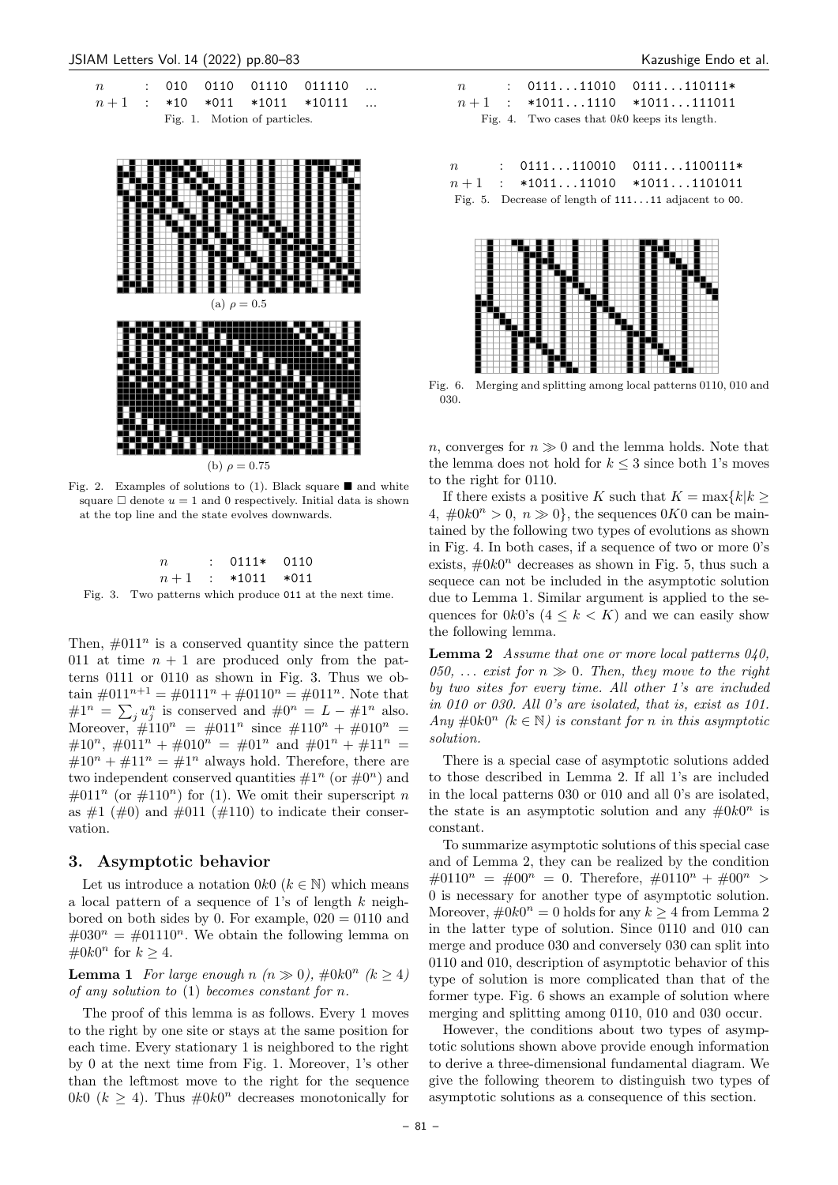| $n$ | : | 010 | 0110 | 01110 | 011110 | ... |
|---|---|---|---|---|---|---|
| $n+1$ | : | *10 | *011 | *1011 | *10111 | ... |

Fig. 1. Motion of particles.

(a) $\rho = 0.5$

(b) $\rho = 0.75$

Fig. 2. Examples of solutions to (1). Black square ■ and white square □ denote $u = 1$ and 0 respectively. Initial data is shown at the top line and the state evolves downwards.

| $n$ | : | 0111* | 0110 |
|---|---|---|---|
| $n+1$ | : | *1011 | *011 |

Fig. 3. Two patterns which produce 011 at the next time.

Then, $\#011^n$ is a conserved quantity since the pattern 011 at time $n+1$ are produced only from the patterns 0111 or 0110 as shown in Fig. 3. Thus we obtain $\#011^{n+1} = \#0111^n + \#0110^n = \#011^n$. Note that $\#1^n = \sum_j u_j^n$ is conserved and $\#0^n = L - \#1^n$ also. Moreover, $\#110^n = \#011^n$ since $\#110^n + \#010^n = \#10^n$, $\#011^n + \#010^n = \#01^n$ and $\#01^n + \#11^n = \#10^n + \#11^n = \#1^n$ always hold. Therefore, there are two independent conserved quantities $\#1^n$ (or $\#0^n$) and $\#011^n$ (or $\#110^n$) for (1). We omit their superscript $n$ as $\#1$ ($\#0$) and $\#011$ ($\#110$) to indicate their conservation.

## 3. Asymptotic behavior

Let us introduce a notation $0k0$ ($k \in \mathbb{N}$) which means a local pattern of a sequence of 1's of length $k$ neighbored on both sides by 0. For example, $020 = 0110$ and $\#030^n = \#01110^n$. We obtain the following lemma on $\#0k0^n$ for $k \geq 4$.

**Lemma 1** *For large enough $n$ ($n \gg 0$), $\#0k0^n$ ($k \geq 4$) of any solution to* (1) *becomes constant for $n$.*

The proof of this lemma is as follows. Every 1 moves to the right by one site or stays at the same position for each time. Every stationary 1 is neighbored to the right by 0 at the next time from Fig. 1. Moreover, 1's other than the leftmost move to the right for the sequence $0k0$ ($k \geq 4$). Thus $\#0k0^n$ decreases monotonically for $n$, converges for $n \gg 0$ and the lemma holds. Note that the lemma does not hold for $k \leq 3$ since both 1's moves to the right for 0110.

| $n$ | : | 0111...11010 | 0111...110111* |
|---|---|---|---|
| $n+1$ | : | *1011...1110 | *1011...111011 |

Fig. 4. Two cases that $0k0$ keeps its length.

| $n$ | : | 0111...110010 | 0111...1100111* |
|---|---|---|---|
| $n+1$ | : | *1011...11010 | *1011...1101011 |

Fig. 5. Decrease of length of 111...11 adjacent to 00.

Fig. 6. Merging and splitting among local patterns 0110, 010 and 030.

If there exists a positive $K$ such that $K = \max\{k | k \geq 4,\ \#0k0^n > 0,\ n \gg 0\}$, the sequences $0K0$ can be maintained by the following two types of evolutions as shown in Fig. 4. In both cases, if a sequence of two or more 0's exists, $\#0k0^n$ decreases as shown in Fig. 5, thus such a sequece can not be included in the asymptotic solution due to Lemma 1. Similar argument is applied to the sequences for $0k0$'s ($4 \leq k < K$) and we can easily show the following lemma.

**Lemma 2** *Assume that one or more local patterns 040, 050, ... exist for $n \gg 0$. Then, they move to the right by two sites for every time. All other 1's are included in 010 or 030. All 0's are isolated, that is, exist as 101. Any $\#0k0^n$ ($k \in \mathbb{N}$) is constant for $n$ in this asymptotic solution.*

There is a special case of asymptotic solutions added to those described in Lemma 2. If all 1's are included in the local patterns 030 or 010 and all 0's are isolated, the state is an asymptotic solution and any $\#0k0^n$ is constant.

To summarize asymptotic solutions of this special case and of Lemma 2, they can be realized by the condition $\#0110^n = \#00^n = 0$. Therefore, $\#0110^n + \#00^n > 0$ is necessary for another type of asymptotic solution. Moreover, $\#0k0^n = 0$ holds for any $k \geq 4$ from Lemma 2 in the latter type of solution. Since 0110 and 010 can merge and produce 030 and conversely 030 can split into 0110 and 010, description of asymptotic behavior of this type of solution is more complicated than that of the former type. Fig. 6 shows an example of solution where merging and splitting among 0110, 010 and 030 occur.

However, the conditions about two types of asymptotic solutions shown above provide enough information to derive a three-dimensional fundamental diagram. We give the following theorem to distinguish two types of asymptotic solutions as a consequence of this section.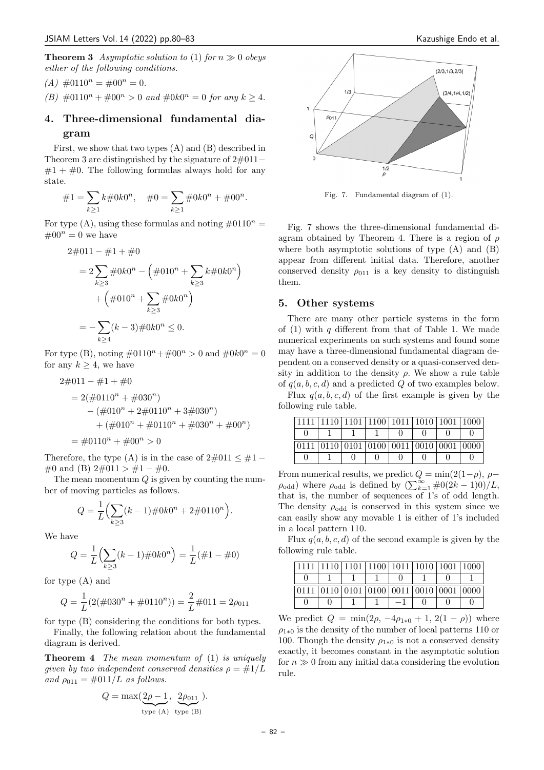**Theorem 3** *Asymptotic solution to* (1) *for* $n \gg 0$ *obeys either of the following conditions.*

*(A)* $\#0110^n = \#00^n = 0$.

*(B)* $\#0110^n + \#00^n > 0$ *and* $\#0k0^n = 0$ *for any* $k \geq 4$.

## 4. Three-dimensional fundamental diagram

First, we show that two types (A) and (B) described in Theorem 3 are distinguished by the signature of $2\#011 - \#1 + \#0$. The following formulas always hold for any state.

$$\#1 = \sum_{k\geq 1} k\#0k0^n, \quad \#0 = \sum_{k\geq 1} \#0k0^n + \#00^n.$$

For type (A), using these formulas and noting $\#0110^n = \#00^n = 0$ we have

$$\begin{aligned}
&2\#011 - \#1 + \#0 \\
&= 2\sum_{k\geq 3} \#0k0^n - \Big(\#010^n + \sum_{k\geq 3} k\#0k0^n\Big) \\
&\quad + \Big(\#010^n + \sum_{k\geq 3} \#0k0^n\Big) \\
&= -\sum_{k\geq 4}(k-3)\#0k0^n \leq 0.
\end{aligned}$$

For type (B), noting $\#0110^n + \#00^n > 0$ and $\#0k0^n = 0$ for any $k \geq 4$, we have

$$\begin{aligned}
&2\#011 - \#1 + \#0 \\
&= 2(\#0110^n + \#030^n) \\
&\quad - (\#010^n + 2\#0110^n + 3\#030^n) \\
&\quad + (\#010^n + \#0110^n + \#030^n + \#00^n) \\
&= \#0110^n + \#00^n > 0
\end{aligned}$$

Therefore, the type (A) is in the case of $2\#011 \leq \#1 - \#0$ and (B) $2\#011 > \#1 - \#0$.

The mean momentum $Q$ is given by counting the number of moving particles as follows.

$$Q = \frac{1}{L}\Big(\sum_{k\geq 3}(k-1)\#0k0^n + 2\#0110^n\Big).$$

We have

$$Q = \frac{1}{L}\Big(\sum_{k\geq 3}(k-1)\#0k0^n\Big) = \frac{1}{L}(\#1 - \#0)$$

for type (A) and

$$Q = \frac{1}{L}(2(\#030^n + \#0110^n)) = \frac{2}{L}\#011 = 2\rho_{011}$$

for type (B) considering the conditions for both types.

Finally, the following relation about the fundamental diagram is derived.

**Theorem 4** *The mean momentum of* (1) *is uniquely given by two independent conserved densities* $\rho = \#1/L$ *and* $\rho_{011} = \#011/L$ *as follows.*

$$Q = \max(\underbrace{2\rho - 1}_{\text{type (A)}}, \underbrace{2\rho_{011}}_{\text{type (B)}}).$$

Fig. 7. Fundamental diagram of (1).

Fig. 7 shows the three-dimensional fundamental diagram obtained by Theorem 4. There is a region of $\rho$ where both asymptotic solutions of type (A) and (B) appear from different initial data. Therefore, another conserved density $\rho_{011}$ is a key density to distinguish them.

## 5. Other systems

There are many other particle systems in the form of (1) with $q$ different from that of Table 1. We made numerical experiments on such systems and found some may have a three-dimensional fundamental diagram dependent on a conserved density or a quasi-conserved density in addition to the density $\rho$. We show a rule table of $q(a, b, c, d)$ and a predicted $Q$ of two examples below.

Flux $q(a, b, c, d)$ of the first example is given by the following rule table.

| 1111 | 1110 | 1101 | 1100 | 1011 | 1010 | 1001 | 1000 |
|---|---|---|---|---|---|---|---|
| 0 | 1 | 1 | 1 | 0 | 0 | 0 | 0 |
| 0111 | 0110 | 0101 | 0100 | 0011 | 0010 | 0001 | 0000 |
| 0 | 1 | 0 | 0 | 0 | 0 | 0 | 0 |

From numerical results, we predict $Q = \min(2(1-\rho),\ \rho - \rho_{\text{odd}})$ where $\rho_{\text{odd}}$ is defined by $(\sum_{k=1}^{\infty} \#0(2k-1)0)/L$, that is, the number of sequences of 1's of odd length. The density $\rho_{\text{odd}}$ is conserved in this system since we can easily show any movable 1 is either of 1's included in a local pattern 110.

Flux $q(a, b, c, d)$ of the second example is given by the following rule table.

| 1111 | 1110 | 1101 | 1100 | 1011 | 1010 | 1001 | 1000 |
|---|---|---|---|---|---|---|---|
| 0 | 1 | 1 | 1 | 0 | 1 | 0 | 1 |
| 0111 | 0110 | 0101 | 0100 | 0011 | 0010 | 0001 | 0000 |
| 0 | 0 | 1 | 1 | $-1$ | 0 | 0 | 0 |

We predict $Q = \min(2\rho,\ -4\rho_{1*0} + 1,\ 2(1-\rho))$ where $\rho_{1*0}$ is the density of the number of local patterns 110 or 100. Though the density $\rho_{1*0}$ is not a conserved density exactly, it becomes constant in the asymptotic solution for $n \gg 0$ from any initial data considering the evolution rule.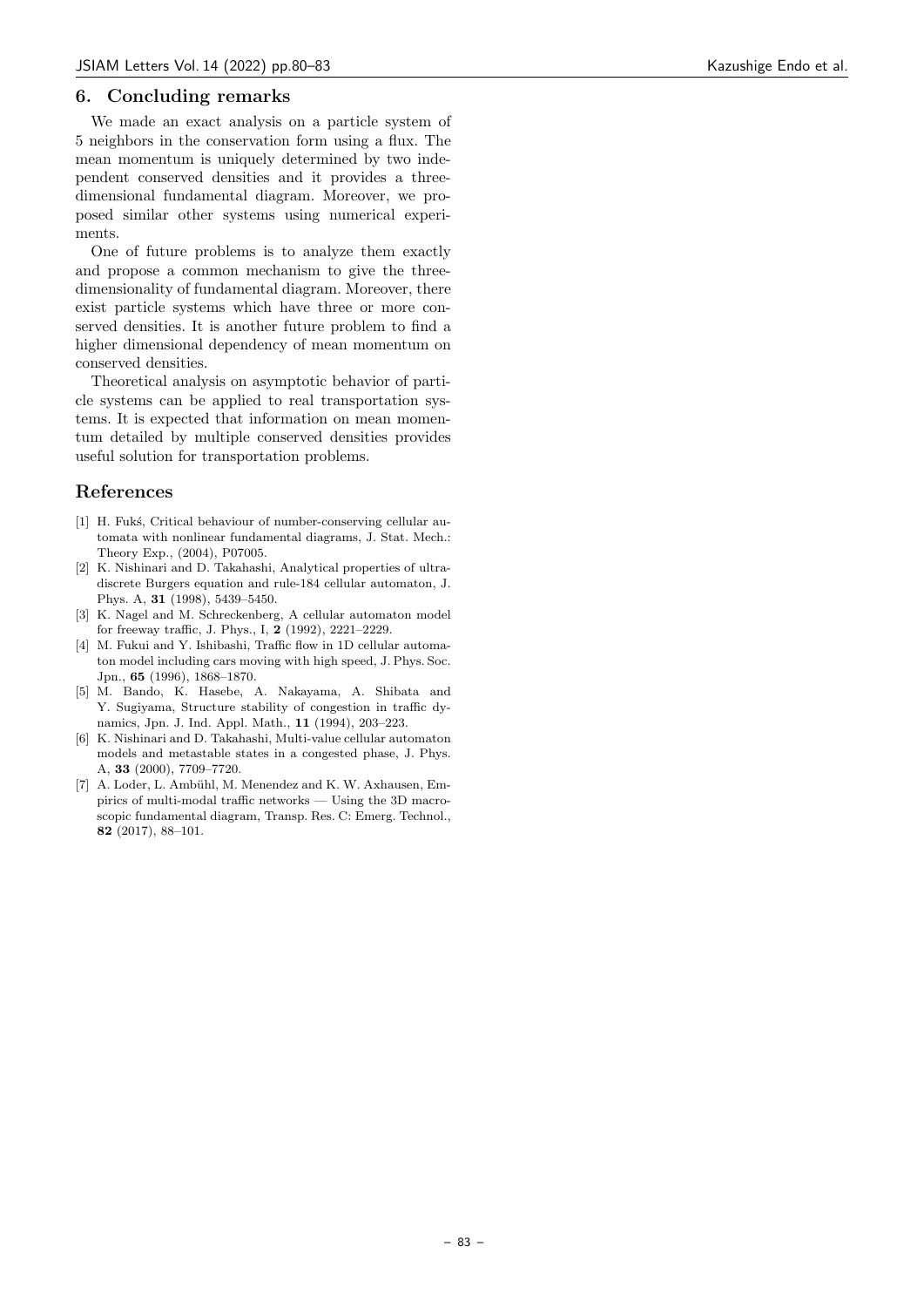## 6. Concluding remarks

We made an exact analysis on a particle system of 5 neighbors in the conservation form using a flux. The mean momentum is uniquely determined by two independent conserved densities and it provides a three-dimensional fundamental diagram. Moreover, we proposed similar other systems using numerical experiments.

One of future problems is to analyze them exactly and propose a common mechanism to give the three-dimensionality of fundamental diagram. Moreover, there exist particle systems which have three or more conserved densities. It is another future problem to find a higher dimensional dependency of mean momentum on conserved densities.

Theoretical analysis on asymptotic behavior of particle systems can be applied to real transportation systems. It is expected that information on mean momentum detailed by multiple conserved densities provides useful solution for transportation problems.

## References

[1] H. Fukś, Critical behaviour of number-conserving cellular automata with nonlinear fundamental diagrams, J. Stat. Mech.: Theory Exp., (2004), P07005.

[2] K. Nishinari and D. Takahashi, Analytical properties of ultradiscrete Burgers equation and rule-184 cellular automaton, J. Phys. A, **31** (1998), 5439–5450.

[3] K. Nagel and M. Schreckenberg, A cellular automaton model for freeway traffic, J. Phys., I, **2** (1992), 2221–2229.

[4] M. Fukui and Y. Ishibashi, Traffic flow in 1D cellular automaton model including cars moving with high speed, J. Phys. Soc. Jpn., **65** (1996), 1868–1870.

[5] M. Bando, K. Hasebe, A. Nakayama, A. Shibata and Y. Sugiyama, Structure stability of congestion in traffic dynamics, Jpn. J. Ind. Appl. Math., **11** (1994), 203–223.

[6] K. Nishinari and D. Takahashi, Multi-value cellular automaton models and metastable states in a congested phase, J. Phys. A, **33** (2000), 7709–7720.

[7] A. Loder, L. Ambühl, M. Menendez and K. W. Axhausen, Empirics of multi-modal traffic networks — Using the 3D macroscopic fundamental diagram, Transp. Res. C: Emerg. Technol., **82** (2017), 88–101.